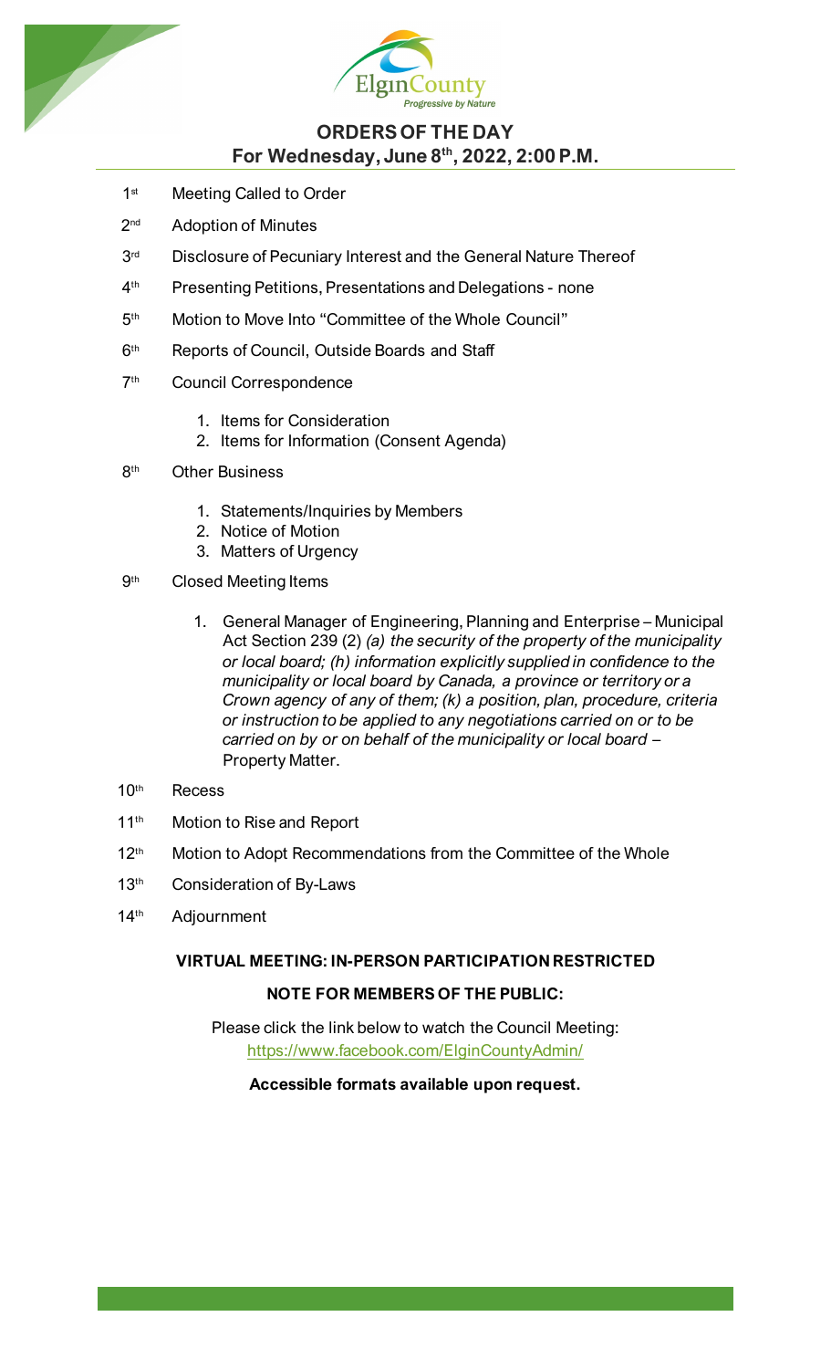# ORDERS OF THE DAY

## For Wednesday, June 8th, 2022, 2:00 P.M.

1st Meeting Called to Order

2nd Adoption of Minutes

3rd Disclosure of Pecuniary Interest and the General Nature Thereof

4th Presenting Petitions, Presentations and Delegations - none

5th Motion to Move Into "Committee of the Whole Council"

6th Reports of Council, Outside Boards and Staff

7th Council Correspondence

1. Items for Consideration
2. Items for Information (Consent Agenda)

8th Other Business

1. Statements/Inquiries by Members
2. Notice of Motion
3. Matters of Urgency

9th Closed Meeting Items

1. General Manager of Engineering, Planning and Enterprise – Municipal Act Section 239 (2) *(a) the security of the property of the municipality or local board; (h) information explicitly supplied in confidence to the municipality or local board by Canada, a province or territory or a Crown agency of any of them; (k) a position, plan, procedure, criteria or instruction to be applied to any negotiations carried on or to be carried on by or on behalf of the municipality or local board* – Property Matter.

10th Recess

11th Motion to Rise and Report

12th Motion to Adopt Recommendations from the Committee of the Whole

13th Consideration of By-Laws

14th Adjournment

**VIRTUAL MEETING: IN-PERSON PARTICIPATION RESTRICTED**

**NOTE FOR MEMBERS OF THE PUBLIC:**

Please click the link below to watch the Council Meeting:
https://www.facebook.com/ElginCountyAdmin/

**Accessible formats available upon request.**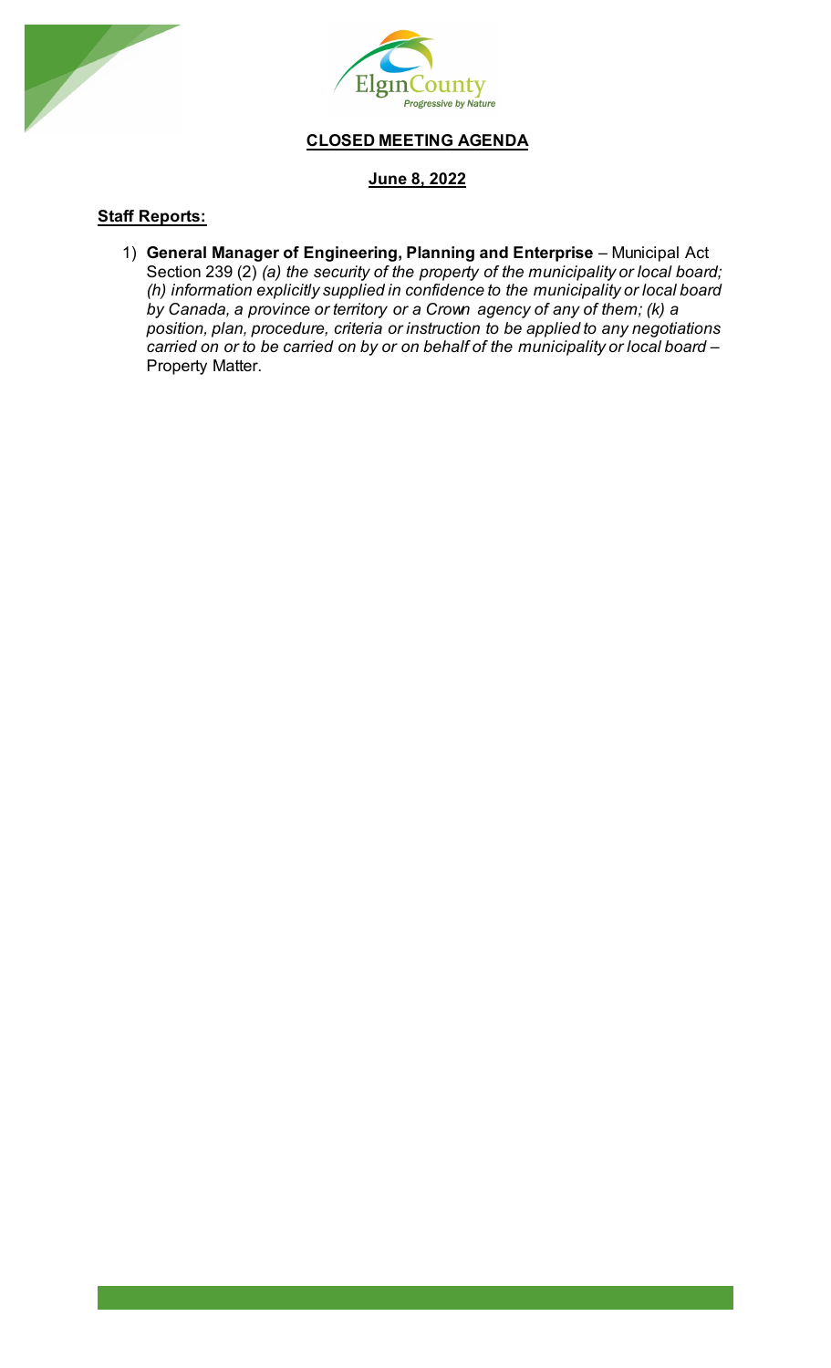**CLOSED MEETING AGENDA**

**June 8, 2022**

**Staff Reports:**

1) **General Manager of Engineering, Planning and Enterprise** – Municipal Act Section 239 (2) *(a) the security of the property of the municipality or local board; (h) information explicitly supplied in confidence to the municipality or local board by Canada, a province or territory or a Crown agency of any of them; (k) a position, plan, procedure, criteria or instruction to be applied to any negotiations carried on or to be carried on by or on behalf of the municipality or local board* – Property Matter.